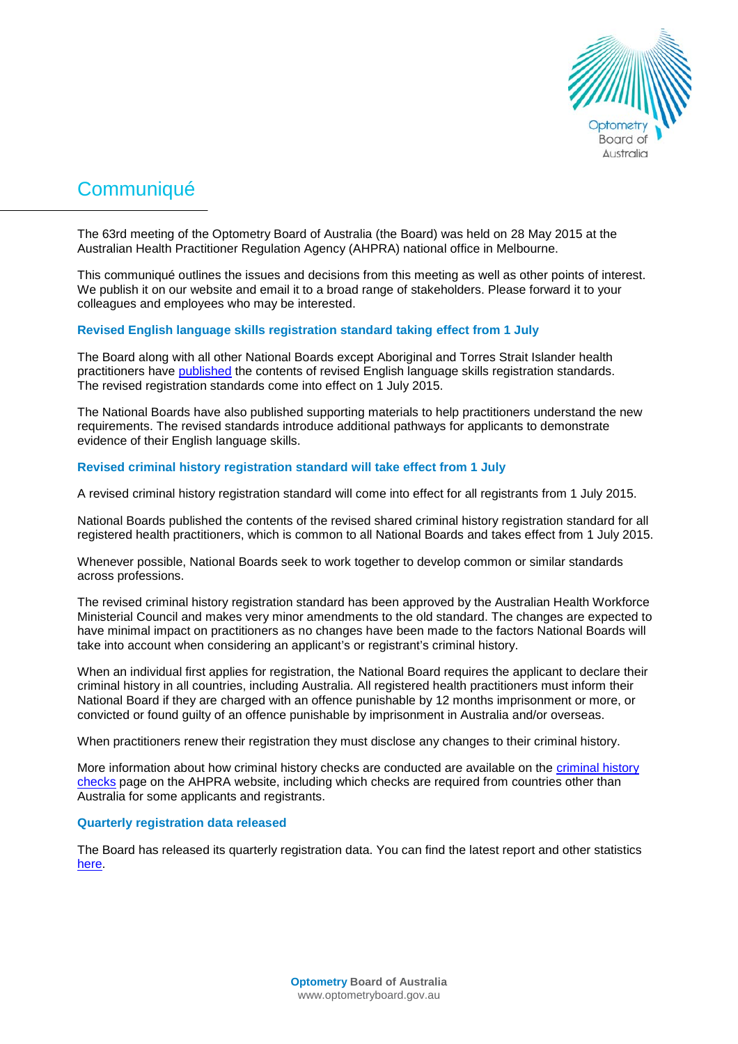# Communiqué

The 63rd meeting of the Optometry Board of Australia (the Board) was held on 28 May 2015 at the Australian Health Practitioner Regulation Agency (AHPRA) national office in Melbourne.

This communiqué outlines the issues and decisions from this meeting as well as other points of interest. We publish it on our website and email it to a broad range of stakeholders. Please forward it to your colleagues and employees who may be interested.

### Revised English language skills registration standard taking effect from 1 July

The Board along with all other National Boards except Aboriginal and Torres Strait Islander health practitioners have published the contents of revised English language skills registration standards. The revised registration standards come into effect on 1 July 2015.

The National Boards have also published supporting materials to help practitioners understand the new requirements. The revised standards introduce additional pathways for applicants to demonstrate evidence of their English language skills.

### Revised criminal history registration standard will take effect from 1 July

A revised criminal history registration standard will come into effect for all registrants from 1 July 2015.

National Boards published the contents of the revised shared criminal history registration standard for all registered health practitioners, which is common to all National Boards and takes effect from 1 July 2015.

Whenever possible, National Boards seek to work together to develop common or similar standards across professions.

The revised criminal history registration standard has been approved by the Australian Health Workforce Ministerial Council and makes very minor amendments to the old standard. The changes are expected to have minimal impact on practitioners as no changes have been made to the factors National Boards will take into account when considering an applicant's or registrant's criminal history.

When an individual first applies for registration, the National Board requires the applicant to declare their criminal history in all countries, including Australia. All registered health practitioners must inform their National Board if they are charged with an offence punishable by 12 months imprisonment or more, or convicted or found guilty of an offence punishable by imprisonment in Australia and/or overseas.

When practitioners renew their registration they must disclose any changes to their criminal history.

More information about how criminal history checks are conducted are available on the criminal history checks page on the AHPRA website, including which checks are required from countries other than Australia for some applicants and registrants.

### Quarterly registration data released

The Board has released its quarterly registration data. You can find the latest report and other statistics here.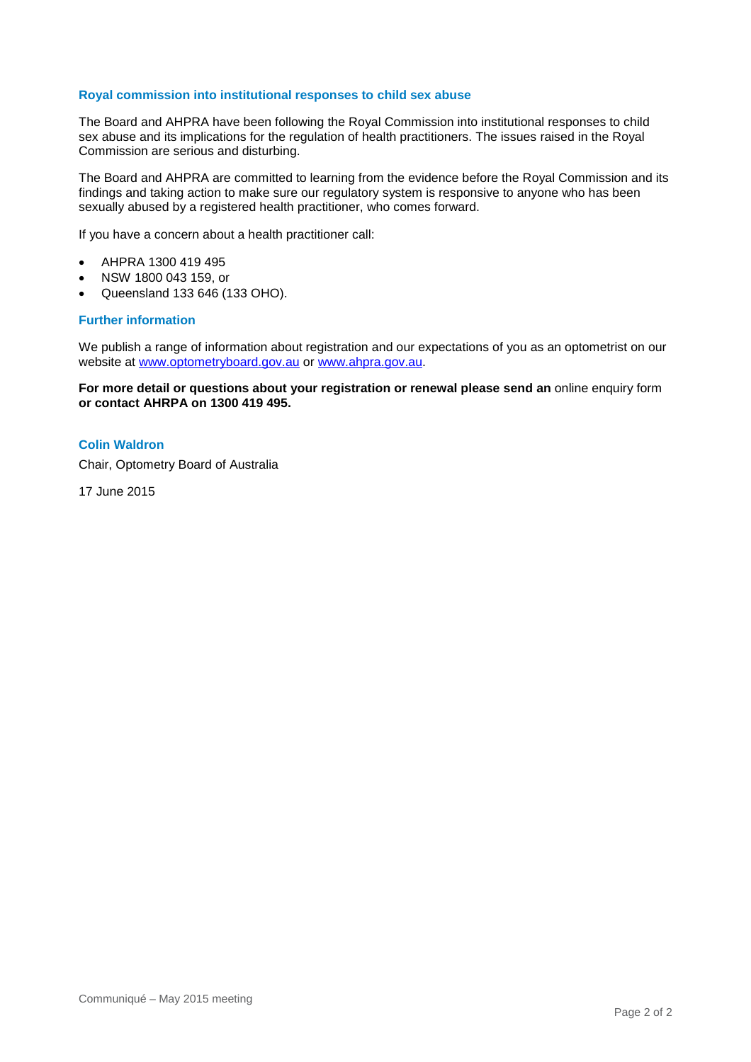## Royal commission into institutional responses to child sex abuse

The Board and AHPRA have been following the Royal Commission into institutional responses to child sex abuse and its implications for the regulation of health practitioners. The issues raised in the Royal Commission are serious and disturbing.

The Board and AHPRA are committed to learning from the evidence before the Royal Commission and its findings and taking action to make sure our regulatory system is responsive to anyone who has been sexually abused by a registered health practitioner, who comes forward.

If you have a concern about a health practitioner call:

- AHPRA 1300 419 495
- NSW 1800 043 159, or
- Queensland 133 646 (133 OHO).

## Further information

We publish a range of information about registration and our expectations of you as an optometrist on our website at [www.optometryboard.gov.au](http://www.optometryboard.gov.au) or [www.ahpra.gov.au](http://www.ahpra.gov.au).

**For more detail or questions about your registration or renewal please send an** online enquiry form **or contact AHRPA on 1300 419 495.**

**Colin Waldron**

Chair, Optometry Board of Australia

17 June 2015